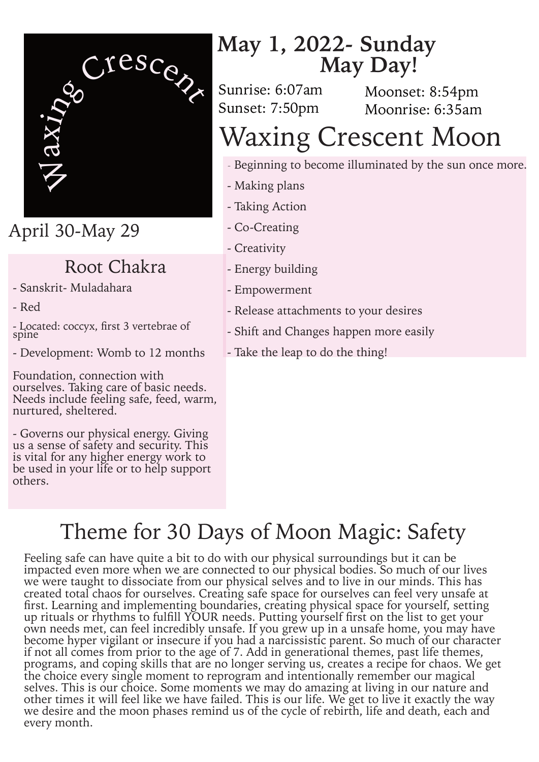Waxing Crescent

April 30-May 29

# May 1, 2022- Sunday
## May Day!

Sunrise: 6:07am
Sunset: 7:50pm

Moonset: 8:54pm
Moonrise: 6:35am

# Waxing Crescent Moon

- Beginning to become illuminated by the sun once more.
- Making plans
- Taking Action
- Co-Creating
- Creativity
- Energy building
- Empowerment
- Release attachments to your desires
- Shift and Changes happen more easily
- Take the leap to do the thing!

## Root Chakra

- Sanskrit- Muladahara
- Red
- Located: coccyx, first 3 vertebrae of spine
- Development: Womb to 12 months

Foundation, connection with ourselves. Taking care of basic needs. Needs include feeling safe, feed, warm, nurtured, sheltered.

- Governs our physical energy. Giving us a sense of safety and security. This is vital for any higher energy work to be used in your life or to help support others.

## Theme for 30 Days of Moon Magic: Safety

Feeling safe can have quite a bit to do with our physical surroundings but it can be impacted even more when we are connected to our physical bodies. So much of our lives we were taught to dissociate from our physical selves and to live in our minds. This has created total chaos for ourselves. Creating safe space for ourselves can feel very unsafe at first. Learning and implementing boundaries, creating physical space for yourself, setting up rituals or rhythms to fulfill YOUR needs. Putting yourself first on the list to get your own needs met, can feel incredibly unsafe. If you grew up in a unsafe home, you may have become hyper vigilant or insecure if you had a narcissistic parent. So much of our character if not all comes from prior to the age of 7. Add in generational themes, past life themes, programs, and coping skills that are no longer serving us, creates a recipe for chaos. We get the choice every single moment to reprogram and intentionally remember our magical selves. This is our choice. Some moments we may do amazing at living in our nature and other times it will feel like we have failed. This is our life. We get to live it exactly the way we desire and the moon phases remind us of the cycle of rebirth, life and death, each and every month.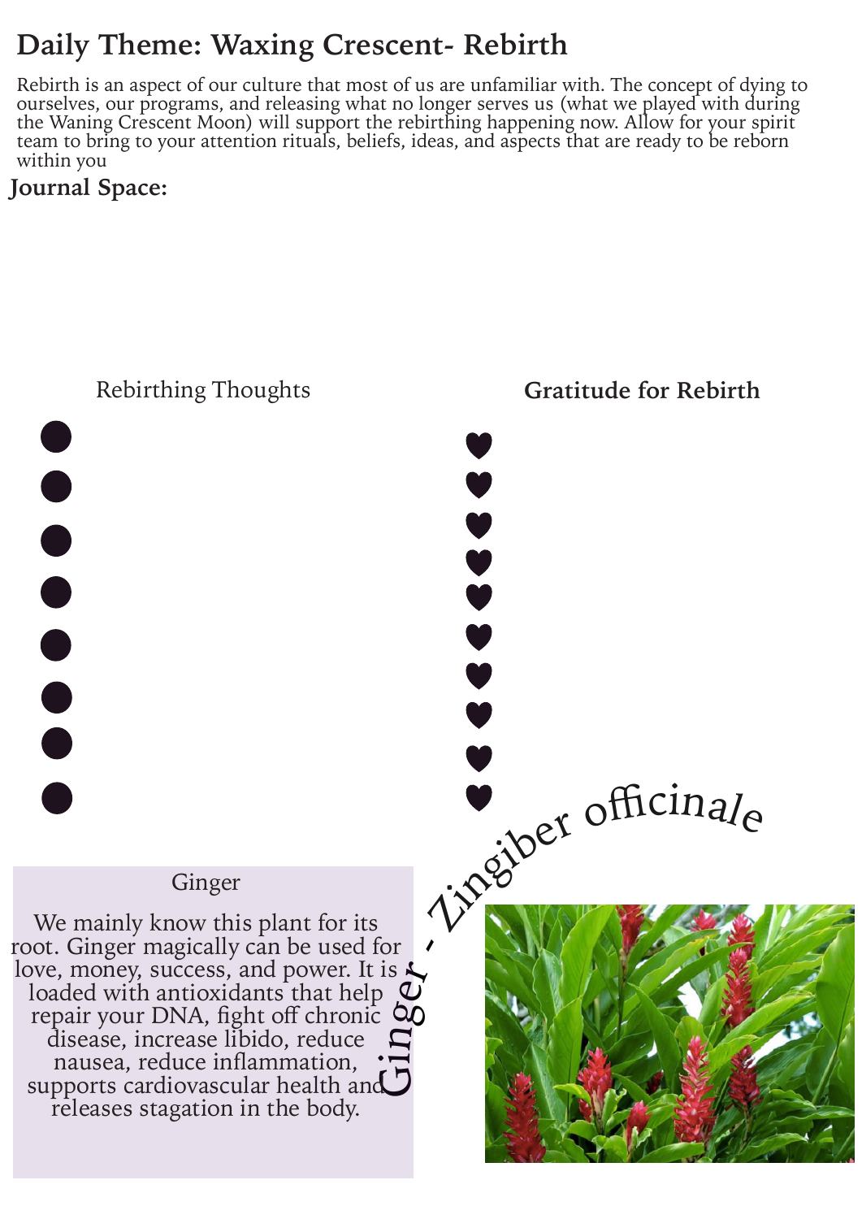# Daily Theme: Waxing Crescent- Rebirth

Rebirth is an aspect of our culture that most of us are unfamiliar with. The concept of dying to ourselves, our programs, and releasing what no longer serves us (what we played with during the Waning Crescent Moon) will support the rebirthing happening now. Allow for your spirit team to bring to your attention rituals, beliefs, ideas, and aspects that are ready to be reborn within you

**Journal Space:**

Rebirthing Thoughts

- 
- 
- 
- 
- 
- 
- 
- 

**Gratitude for Rebirth**

- ♥
- ♥
- ♥
- ♥
- ♥
- ♥
- ♥
- ♥
- ♥
- ♥

Ginger - Zingiber officinale

Ginger

We mainly know this plant for its root. Ginger magically can be used for love, money, success, and power. It is loaded with antioxidants that help repair your DNA, fight off chronic disease, increase libido, reduce nausea, reduce inflammation, supports cardiovascular health and releases stagation in the body.